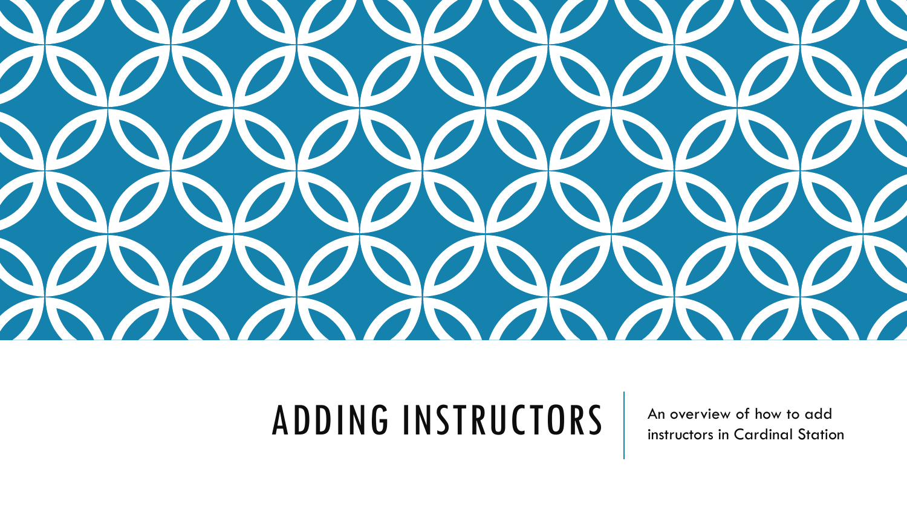# ADDING INSTRUCTORS

An overview of how to add instructors in Cardinal Station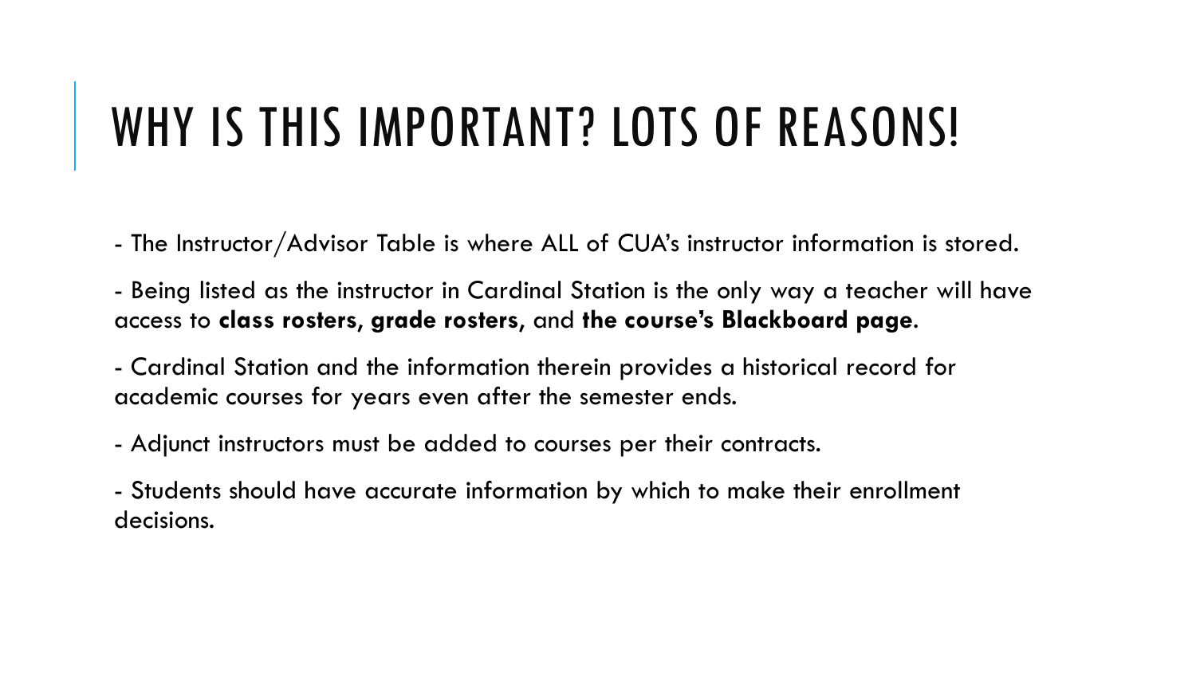# WHY IS THIS IMPORTANT? LOTS OF REASONS!

- The Instructor/Advisor Table is where ALL of CUA's instructor information is stored.

- Being listed as the instructor in Cardinal Station is the only way a teacher will have access to **class rosters, grade rosters,** and **the course's Blackboard page**.

- Cardinal Station and the information therein provides a historical record for academic courses for years even after the semester ends.

- Adjunct instructors must be added to courses per their contracts.

- Students should have accurate information by which to make their enrollment decisions.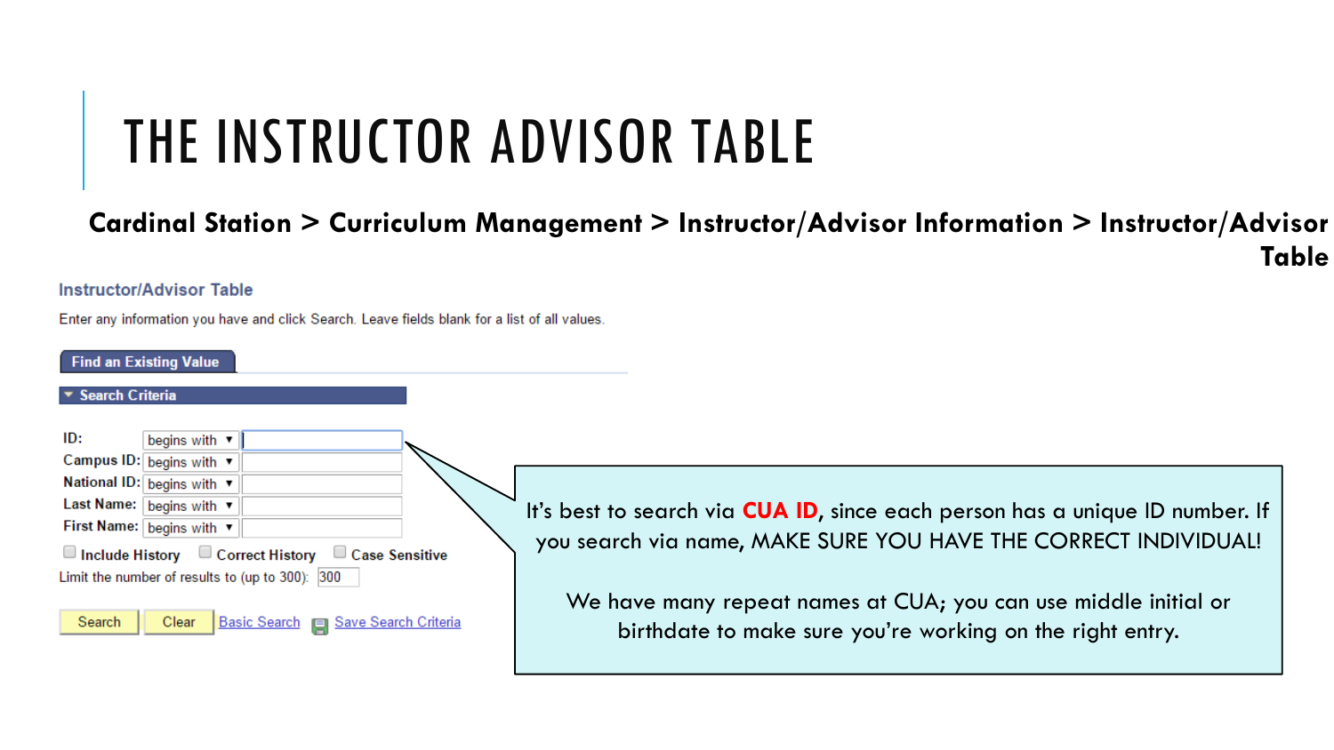# THE INSTRUCTOR ADVISOR TABLE

**Cardinal Station > Curriculum Management > Instructor/Advisor Information > Instructor/Advisor Table**

Instructor/Advisor Table

Enter any information you have and click Search. Leave fields blank for a list of all values.

**Find an Existing Value**

**Search Criteria**

| | | |
|---|---|---|
| ID: | begins with | |
| Campus ID: | begins with | |
| National ID: | begins with | |
| Last Name: | begins with | |
| First Name: | begins with | |

☐ Include History ☐ Correct History ☐ Case Sensitive

Limit the number of results to (up to 300): 300

Search | Clear | Basic Search | Save Search Criteria

It's best to search via **CUA ID**, since each person has a unique ID number. If you search via name, MAKE SURE YOU HAVE THE CORRECT INDIVIDUAL!

We have many repeat names at CUA; you can use middle initial or birthdate to make sure you're working on the right entry.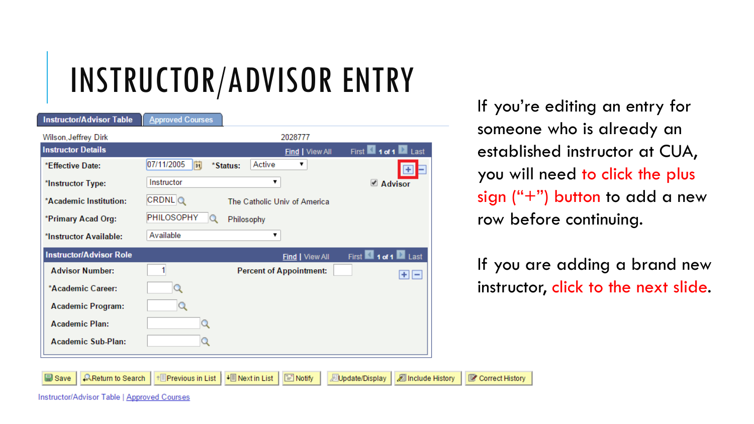# INSTRUCTOR/ADVISOR ENTRY

Instructor/Advisor Table | Approved Courses

Wilson,Jeffrey Dirk 2028777

**Instructor Details** Find | View All First 1 of 1 Last

*Effective Date: 07/11/2005 *Status: Active

*Instructor Type: Instructor ☑ Advisor

*Academic Institution: CRDNL The Catholic Univ of America

*Primary Acad Org: PHILOSOPHY Philosophy

*Instructor Available: Available

**Instructor/Advisor Role** Find | View All First 1 of 1 Last

Advisor Number: 1 Percent of Appointment:

*Academic Career:

Academic Program:

Academic Plan:

Academic Sub-Plan:

Save | Return to Search | Previous in List | Next in List | Notify | Update/Display | Include History | Correct History

Instructor/Advisor Table | Approved Courses

If you're editing an entry for someone who is already an established instructor at CUA, you will need to click the plus sign ("+") button to add a new row before continuing.

If you are adding a brand new instructor, click to the next slide.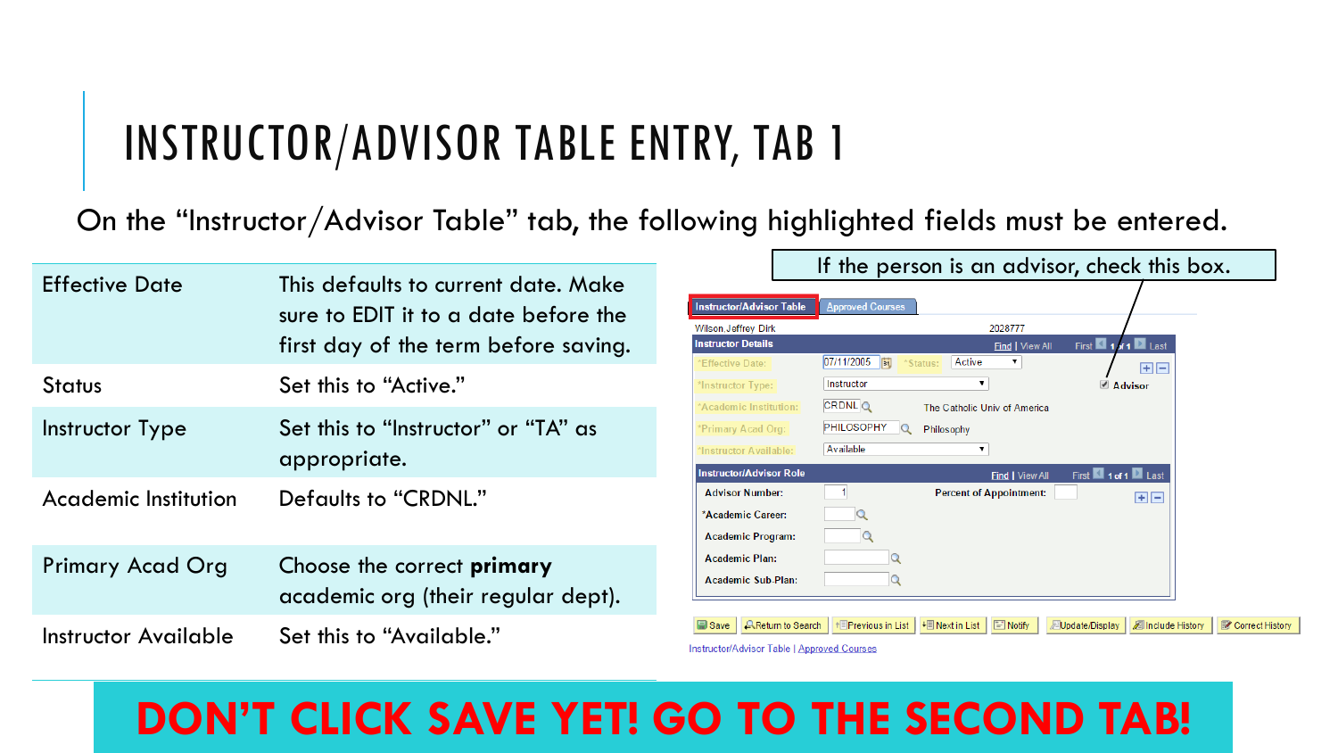# INSTRUCTOR/ADVISOR TABLE ENTRY, TAB 1

On the "Instructor/Advisor Table" tab, the following highlighted fields must be entered.

| Field | Instruction |
| --- | --- |
| Effective Date | This defaults to current date. Make sure to EDIT it to a date before the first day of the term before saving. |
| Status | Set this to "Active." |
| Instructor Type | Set this to "Instructor" or "TA" as appropriate. |
| Academic Institution | Defaults to "CRDNL." |
| Primary Acad Org | Choose the correct **primary** academic org (their regular dept). |
| Instructor Available | Set this to "Available." |

If the person is an advisor, check this box.

Instructor/Advisor Table | Approved Courses

Wilson,Jeffrey Dirk 2028777

**Instructor Details** Find | View All First 1 of 1 Last

- *Effective Date: 07/11/2005 *Status: Active
- *Instructor Type: Instructor ☑ Advisor
- *Academic Institution: CRDNL The Catholic Univ of America
- *Primary Acad Org: PHILOSOPHY Philosophy
- *Instructor Available: Available

**Instructor/Advisor Role** Find | View All First 1 of 1 Last

- Advisor Number: 1 Percent of Appointment:
- *Academic Career:
- Academic Program:
- Academic Plan:
- Academic Sub-Plan:

Save | Return to Search | Previous in List | Next in List | Notify | Update/Display | Include History | Correct History

Instructor/Advisor Table | Approved Courses

**DON'T CLICK SAVE YET! GO TO THE SECOND TAB!**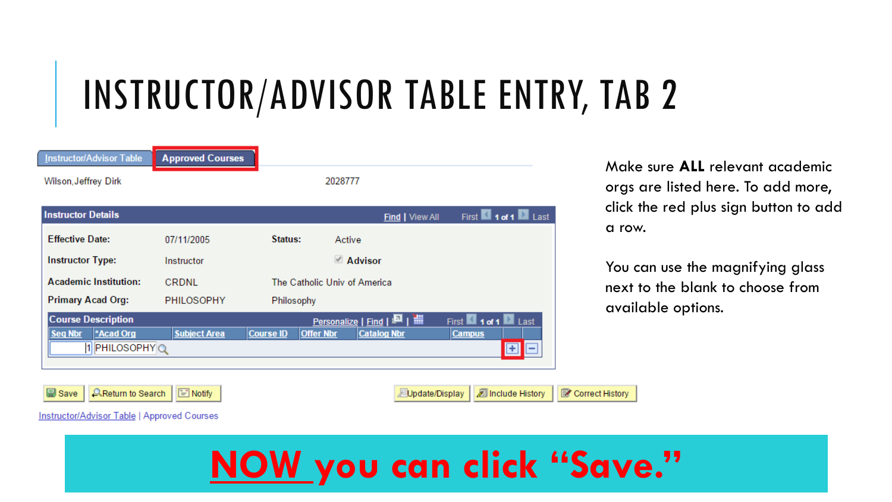# INSTRUCTOR/ADVISOR TABLE ENTRY, TAB 2

Instructor/Advisor Table | **Approved Courses**

Wilson,Jeffrey Dirk 2028777

**Instructor Details** Find | View All First 1 of 1 Last

| | | | |
|---|---|---|---|
| **Effective Date:** | 07/11/2005 | **Status:** | Active |
| **Instructor Type:** | Instructor | | Advisor |
| **Academic Institution:** | CRDNL | The Catholic Univ of America | |
| **Primary Acad Org:** | PHILOSOPHY | Philosophy | |

**Course Description** Personalize | Find | First 1 of 1 Last

| Seq Nbr | *Acad Org | Subject Area | Course ID | Offer Nbr | Catalog Nbr | Campus |
|---|---|---|---|---|---|---|
| 1 | PHILOSOPHY | | | | | |

Save | Return to Search | Notify | Update/Display | Include History | Correct History

Instructor/Advisor Table | Approved Courses

Make sure **ALL** relevant academic orgs are listed here. To add more, click the red plus sign button to add a row.

You can use the magnifying glass next to the blank to choose from available options.

**NOW you can click "Save."**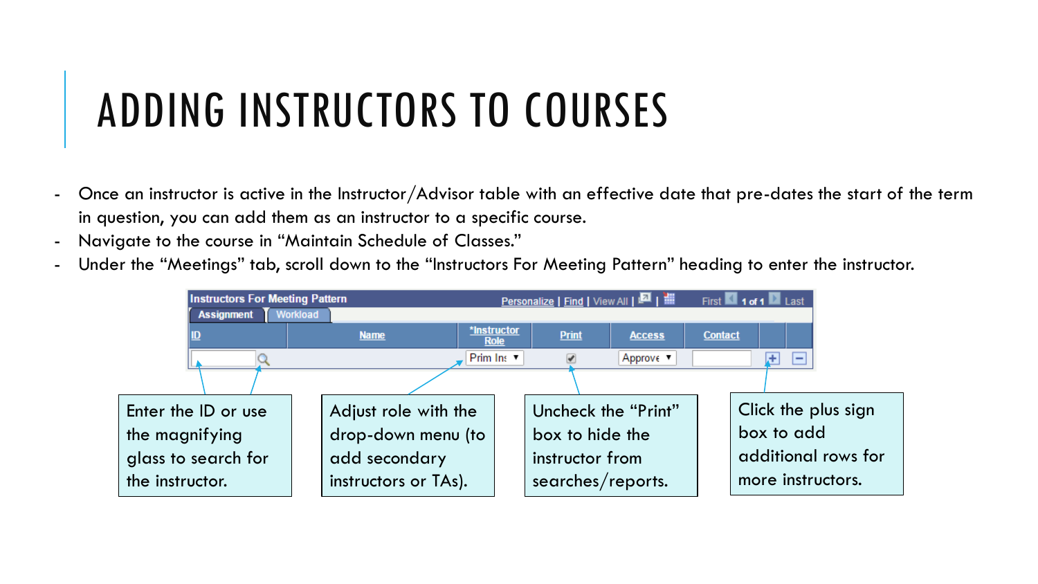# ADDING INSTRUCTORS TO COURSES

- Once an instructor is active in the Instructor/Advisor table with an effective date that pre-dates the start of the term in question, you can add them as an instructor to a specific course.
- Navigate to the course in “Maintain Schedule of Classes.”
- Under the “Meetings” tab, scroll down to the “Instructors For Meeting Pattern” heading to enter the instructor.

Instructors For Meeting Pattern — Personalize | Find | View All | First 1 of 1 Last

Assignment | Workload

| ID | Name | *Instructor Role | Print | Access | Contact | | |
|---|---|---|---|---|---|---|---|
| | | Prim Ins | ✔ | Approve | | + | − |

Enter the ID or use the magnifying glass to search for the instructor.

Adjust role with the drop-down menu (to add secondary instructors or TAs).

Uncheck the “Print” box to hide the instructor from searches/reports.

Click the plus sign box to add additional rows for more instructors.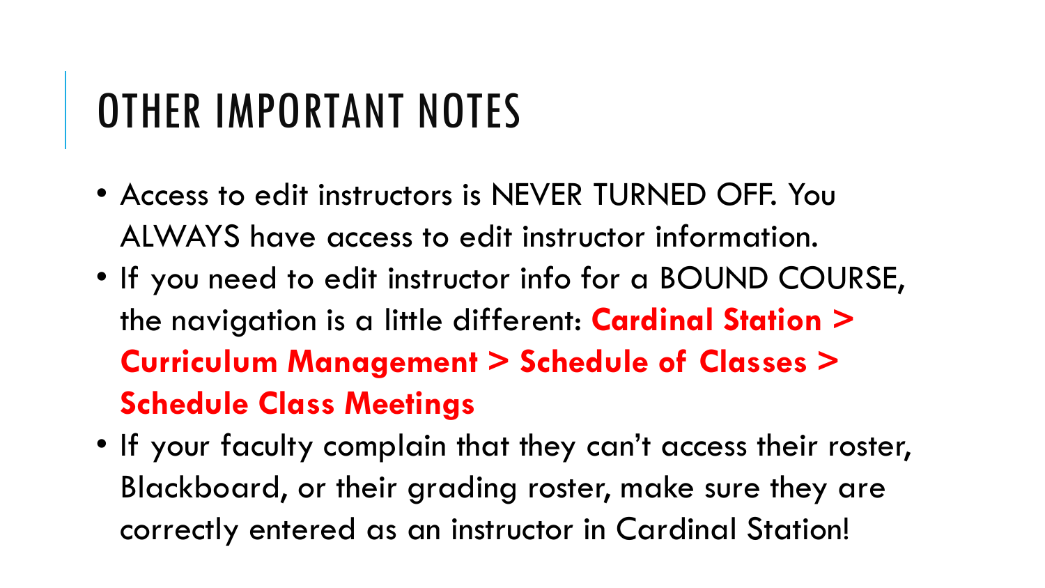# OTHER IMPORTANT NOTES

- Access to edit instructors is NEVER TURNED OFF. You ALWAYS have access to edit instructor information.
- If you need to edit instructor info for a BOUND COURSE, the navigation is a little different: **Cardinal Station > Curriculum Management > Schedule of Classes > Schedule Class Meetings**
- If your faculty complain that they can't access their roster, Blackboard, or their grading roster, make sure they are correctly entered as an instructor in Cardinal Station!